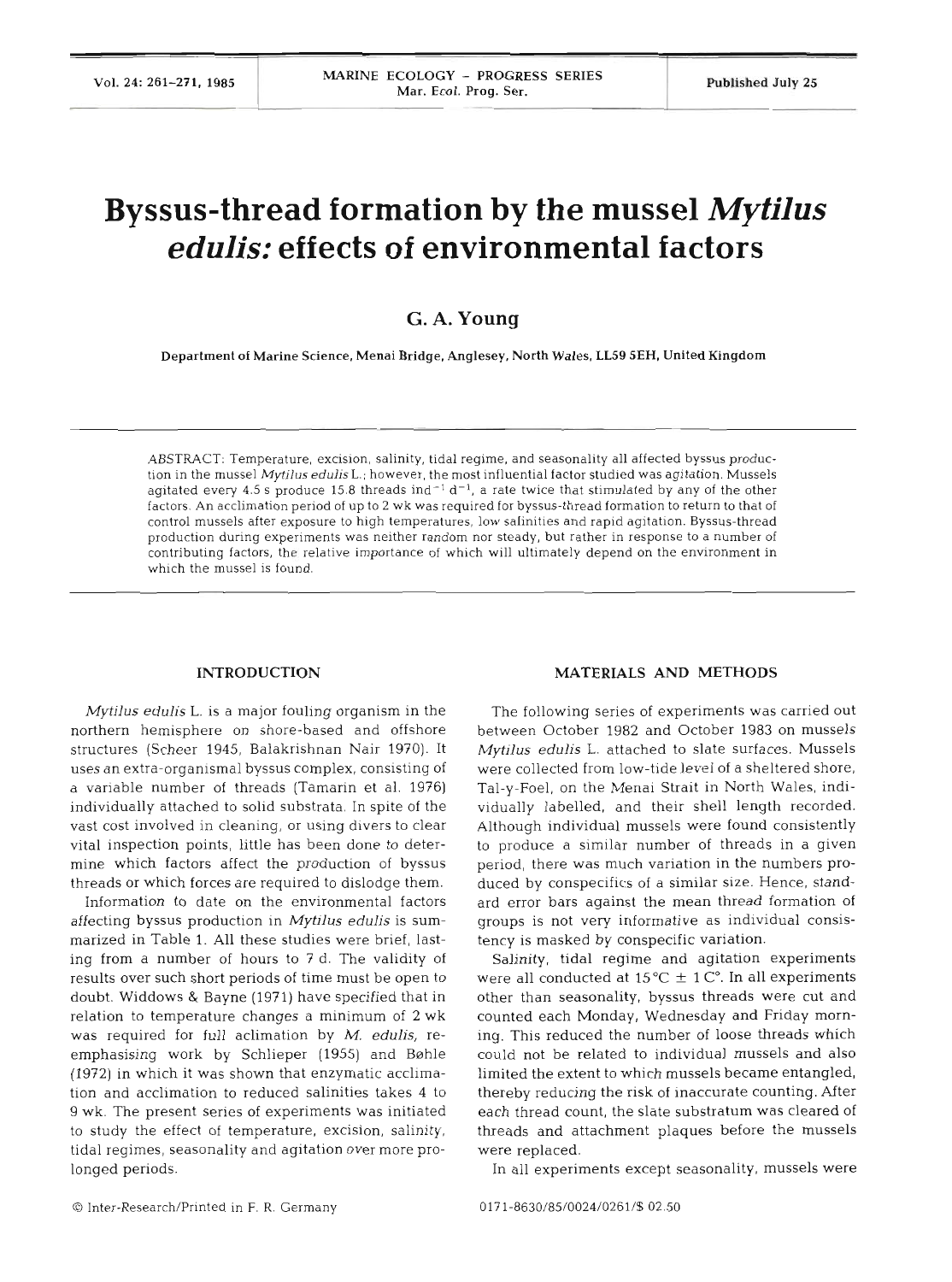# Byssus-thread formation by the mussel *Mytilus edulis*: effects of environmental factors

**G. A. Young**

Department of Marine Science, Menai Bridge, Anglesey, North Wales, LL59 5EH, United Kingdom

ABSTRACT: Temperature, excision, salinity, tidal regime, and seasonality all affected byssus production in the mussel *Mytilus edulis* L.; however, the most influential factor studied was agitation. Mussels agitated every 4.5 s produce 15.8 threads $ind^{-1}$ $d^{-1}$, a rate twice that stimulated by any of the other factors. An acclimation period of up to 2 wk was required for byssus-thread formation to return to that of control mussels after exposure to high temperatures, low salinities and rapid agitation. Byssus-thread production during experiments was neither random nor steady, but rather in response to a number of contributing factors, the relative importance of which will ultimately depend on the environment in which the mussel is found.

## INTRODUCTION

*Mytilus edulis* L. is a major fouling organism in the northern hemisphere on shore-based and offshore structures (Scheer 1945, Balakrishnan Nair 1970). It uses an extra-organismal byssus complex, consisting of a variable number of threads (Tamarin et al. 1976) individually attached to solid substrata. In spite of the vast cost involved in cleaning, or using divers to clear vital inspection points, little has been done to determine which factors affect the production of byssus threads or which forces are required to dislodge them.

Information to date on the environmental factors affecting byssus production in *Mytilus edulis* is summarized in Table 1. All these studies were brief, lasting from a number of hours to 7 d. The validity of results over such short periods of time must be open to doubt. Widdows & Bayne (1971) have specified that in relation to temperature changes a minimum of 2 wk was required for full aclimation by *M. edulis*, reemphasising work by Schlieper (1955) and Bøhle (1972) in which it was shown that enzymatic acclimation and acclimation to reduced salinities takes 4 to 9 wk. The present series of experiments was initiated to study the effect of temperature, excision, salinity, tidal regimes, seasonality and agitation over more prolonged periods.

## MATERIALS AND METHODS

The following series of experiments was carried out between October 1982 and October 1983 on mussels *Mytilus edulis* L. attached to slate surfaces. Mussels were collected from low-tide level of a sheltered shore, Tal-y-Foel, on the Menai Strait in North Wales, individually labelled, and their shell length recorded. Although individual mussels were found consistently to produce a similar number of threads in a given period, there was much variation in the numbers produced by conspecifics of a similar size. Hence, standard error bars against the mean thread formation of groups is not very informative as individual consistency is masked by conspecific variation.

Salinity, tidal regime and agitation experiments were all conducted at 15 °C ± 1 C°. In all experiments other than seasonality, byssus threads were cut and counted each Monday, Wednesday and Friday morning. This reduced the number of loose threads which could not be related to individual mussels and also limited the extent to which mussels became entangled, thereby reducing the risk of inaccurate counting. After each thread count, the slate substratum was cleared of threads and attachment plaques before the mussels were replaced.

In all experiments except seasonality, mussels were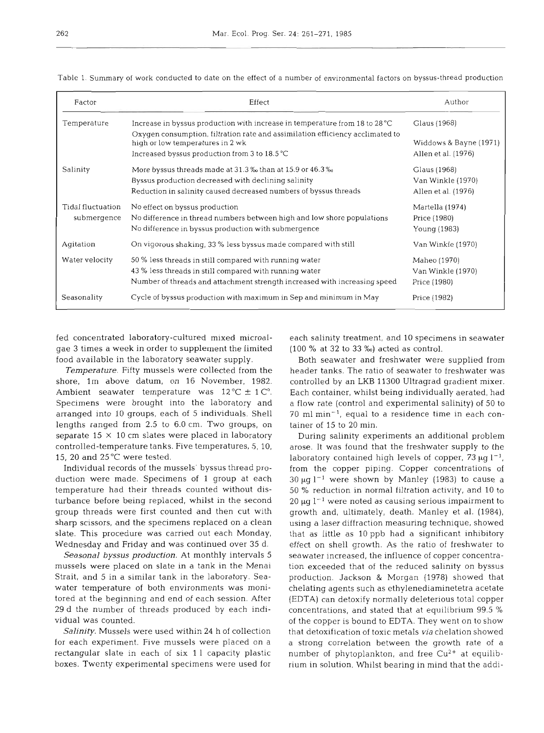Table 1. Summary of work conducted to date on the effect of a number of environmental factors on byssus-thread production

| Factor | Effect | Author |
|---|---|---|
| Temperature | Increase in byssus production with increase in temperature from 18 to 28 °C | Glaus (1968) |
| | Oxygen consumption, filtration rate and assimilation efficiency acclimated to high or low temperatures in 2 wk | Widdows & Bayne (1971) |
| | Increased byssus production from 3 to 18.5 °C | Allen et al. (1976) |
| Salinity | More byssus threads made at 31.3 ‰ than at 15.9 or 46.3 ‰ | Glaus (1968) |
| | Byssus production decreased with declining salinity | Van Winkle (1970) |
| | Reduction in salinity caused decreased numbers of byssus threads | Allen et al. (1976) |
| Tidal fluctuation submergence | No effect on byssus production | Martella (1974) |
| | No difference in thread numbers between high and low shore populations | Price (1980) |
| | No difference in byssus production with submergence | Young (1983) |
| Agitation | On vigorous shaking, 33 % less byssus made compared with still | Van Winkle (1970) |
| Water velocity | 50 % less threads in still compared with running water | Maheo (1970) |
| | 43 % less threads in still compared with running water | Van Winkle (1970) |
| | Number of threads and attachment strength increased with increasing speed | Price (1980) |
| Seasonality | Cycle of byssus production with maximum in Sep and minimum in May | Price (1982) |

fed concentrated laboratory-cultured mixed microalgae 3 times a week in order to supplement the limited food available in the laboratory seawater supply.

*Temperature.* Fifty mussels were collected from the shore, 1 m above datum, on 16 November, 1982. Ambient seawater temperature was 12 °C ± 1 C°. Specimens were brought into the laboratory and arranged into 10 groups, each of 5 individuals. Shell lengths ranged from 2.5 to 6.0 cm. Two groups, on separate 15 × 10 cm slates were placed in laboratory controlled-temperature tanks. Five temperatures, 5, 10, 15, 20 and 25 °C were tested.

Individual records of the mussels' byssus thread production were made. Specimens of 1 group at each temperature had their threads counted without disturbance before being replaced, whilst in the second group threads were first counted and then cut with sharp scissors, and the specimens replaced on a clean slate. This procedure was carried out each Monday, Wednesday and Friday and was continued over 35 d.

*Seasonal byssus production.* At monthly intervals 5 mussels were placed on slate in a tank in the Menai Strait, and 5 in a similar tank in the laboratory. Seawater temperature of both environments was monitored at the beginning and end of each session. After 29 d the number of threads produced by each individual was counted.

*Salinity.* Mussels were used within 24 h of collection for each experiment. Five mussels were placed on a rectangular slate in each of six 1 l capacity plastic boxes. Twenty experimental specimens were used for each salinity treatment, and 10 specimens in seawater (100 % at 32 to 33 ‰) acted as control.

Both seawater and freshwater were supplied from header tanks. The ratio of seawater to freshwater was controlled by an LKB 11300 Ultragrad gradient mixer. Each container, whilst being individually aerated, had a flow rate (control and experimental salinity) of 50 to 70 ml $min^{-1}$, equal to a residence time in each container of 15 to 20 min.

During salinity experiments an additional problem arose. It was found that the freshwater supply to the laboratory contained high levels of copper, 73 $\mu g\ l^{-1}$, from the copper piping. Copper concentrations of 30 $\mu g\ l^{-1}$ were shown by Manley (1983) to cause a 50 % reduction in normal filtration activity, and 10 to 20 $\mu g\ l^{-1}$ were noted as causing serious impairment to growth and, ultimately, death. Manley et al. (1984), using a laser diffraction measuring technique, showed that as little as 10 ppb had a significant inhibitory effect on shell growth. As the ratio of freshwater to seawater increased, the influence of copper concentration exceeded that of the reduced salinity on byssus production. Jackson & Morgan (1978) showed that chelating agents such as ethylenediaminetetra acetate (EDTA) can detoxify normally deleterious total copper concentrations, and stated that at equilibrium 99.5 % of the copper is bound to EDTA. They went on to show that detoxification of toxic metals *via* chelation showed a strong correlation between the growth rate of a number of phytoplankton, and free $Cu^{2+}$ at equilibrium in solution. Whilst bearing in mind that the addi-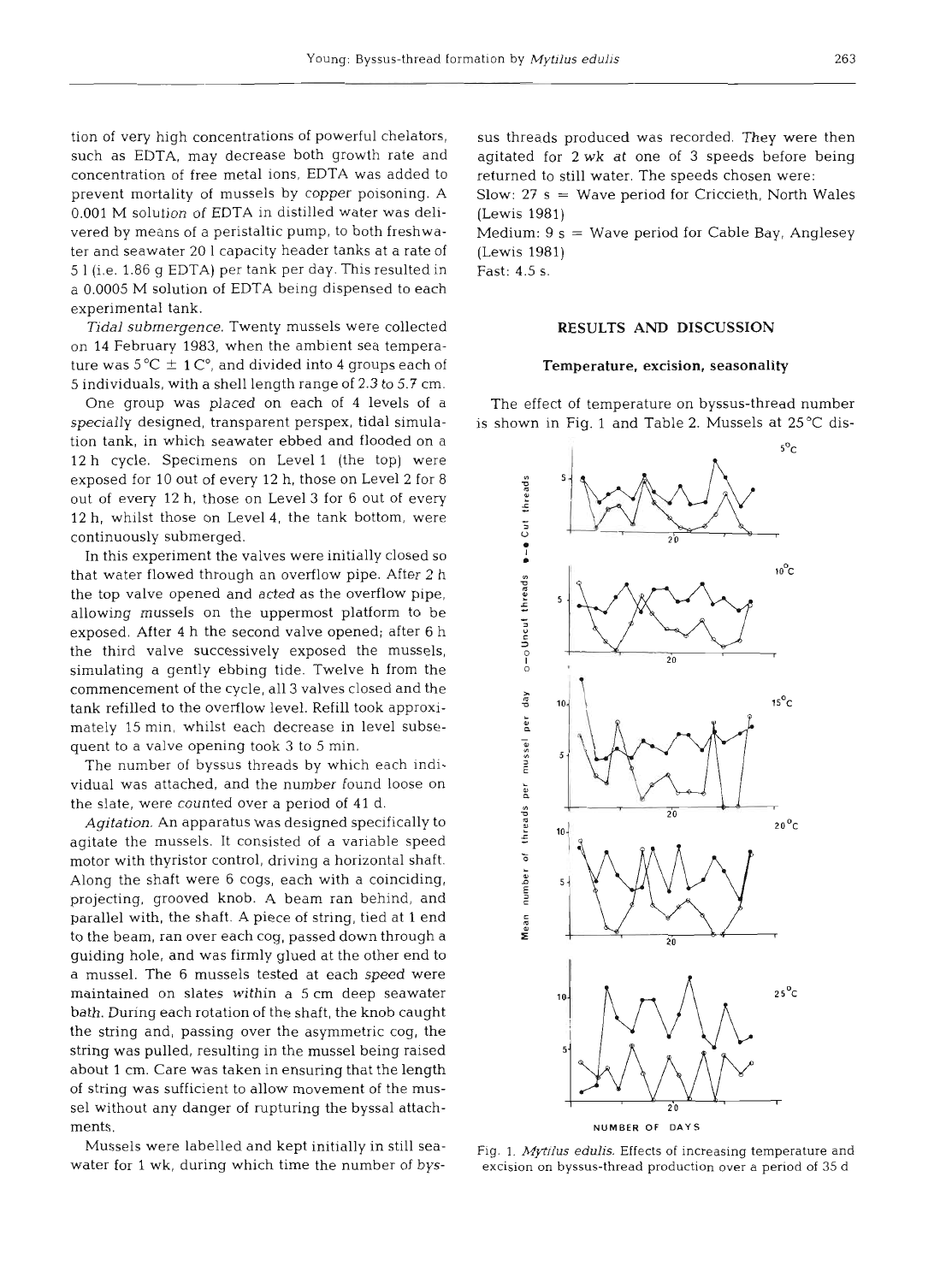tion of very high concentrations of powerful chelators, such as EDTA, may decrease both growth rate and concentration of free metal ions, EDTA was added to prevent mortality of mussels by copper poisoning. A 0.001 M solution of EDTA in distilled water was delivered by means of a peristaltic pump, to both freshwater and seawater 20 l capacity header tanks at a rate of 5 l (i.e. 1.86 g EDTA) per tank per day. This resulted in a 0.0005 M solution of EDTA being dispensed to each experimental tank.

*Tidal submergence.* Twenty mussels were collected on 14 February 1983, when the ambient sea temperature was 5 °C ± 1 C°, and divided into 4 groups each of 5 individuals, with a shell length range of 2.3 to 5.7 cm.

One group was placed on each of 4 levels of a specially designed, transparent perspex, tidal simulation tank, in which seawater ebbed and flooded on a 12 h cycle. Specimens on Level 1 (the top) were exposed for 10 out of every 12 h, those on Level 2 for 8 out of every 12 h, those on Level 3 for 6 out of every 12 h, whilst those on Level 4, the tank bottom, were continuously submerged.

In this experiment the valves were initially closed so that water flowed through an overflow pipe. After 2 h the top valve opened and acted as the overflow pipe, allowing mussels on the uppermost platform to be exposed. After 4 h the second valve opened; after 6 h the third valve successively exposed the mussels, simulating a gently ebbing tide. Twelve h from the commencement of the cycle, all 3 valves closed and the tank refilled to the overflow level. Refill took approximately 15 min, whilst each decrease in level subsequent to a valve opening took 3 to 5 min.

The number of byssus threads by which each individual was attached, and the number found loose on the slate, were counted over a period of 41 d.

*Agitation.* An apparatus was designed specifically to agitate the mussels. It consisted of a variable speed motor with thyristor control, driving a horizontal shaft. Along the shaft were 6 cogs, each with a coinciding, projecting, grooved knob. A beam ran behind, and parallel with, the shaft. A piece of string, tied at 1 end to the beam, ran over each cog, passed down through a guiding hole, and was firmly glued at the other end to a mussel. The 6 mussels tested at each speed were maintained on slates within a 5 cm deep seawater bath. During each rotation of the shaft, the knob caught the string and, passing over the asymmetric cog, the string was pulled, resulting in the mussel being raised about 1 cm. Care was taken in ensuring that the length of string was sufficient to allow movement of the mussel without any danger of rupturing the byssal attachments.

Mussels were labelled and kept initially in still seawater for 1 wk, during which time the number of byssus threads produced was recorded. They were then agitated for 2 wk at one of 3 speeds before being returned to still water. The speeds chosen were:

Slow: 27 s = Wave period for Criccieth, North Wales (Lewis 1981)
Medium: 9 s = Wave period for Cable Bay, Anglesey (Lewis 1981)
Fast: 4.5 s.

## RESULTS AND DISCUSSION

### Temperature, excision, seasonality

The effect of temperature on byssus-thread number is shown in Fig. 1 and Table 2. Mussels at 25 °C dis-

Fig. 1. *Mytilus edulis.* Effects of increasing temperature and excision on byssus-thread production over a period of 35 d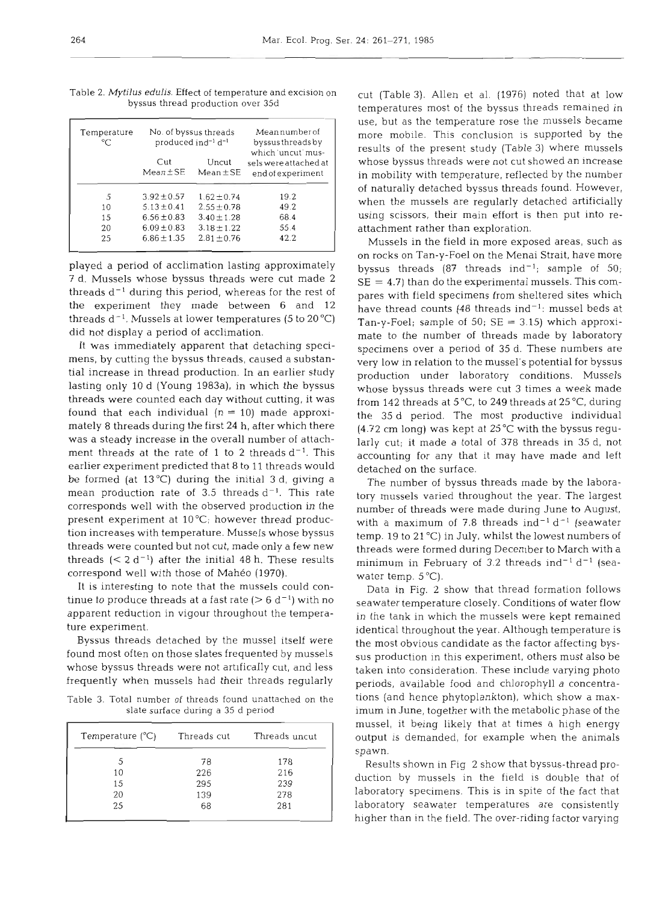Table 2. *Mytilus edulis*. Effect of temperature and excision on byssus thread production over 35d

| Temperature °C | No. of byssus threads produced $ind^{-1}$ $d^{-1}$ | | Mean number of byssus threads by which 'uncut' mussels were attached at end of experiment |
|---|---|---|---|
| | Cut Mean ± SE | Uncut Mean ± SE | |
| 5 | 3.92 ± 0.57 | 1.62 ± 0.74 | 19.2 |
| 10 | 5.13 ± 0.41 | 2.55 ± 0.78 | 49.2 |
| 15 | 6.56 ± 0.83 | 3.40 ± 1.28 | 68.4 |
| 20 | 6.09 ± 0.83 | 3.18 ± 1.22 | 55.4 |
| 25 | 6.86 ± 1.35 | 2.81 ± 0.76 | 42.2 |

played a period of acclimation lasting approximately 7 d. Mussels whose byssus threads were cut made 2 threads $d^{-1}$ during this period, whereas for the rest of the experiment they made between 6 and 12 threads $d^{-1}$. Mussels at lower temperatures (5 to 20 °C) did not display a period of acclimation.

It was immediately apparent that detaching specimens, by cutting the byssus threads, caused a substantial increase in thread production. In an earlier study lasting only 10 d (Young 1983a), in which the byssus threads were counted each day without cutting, it was found that each individual ($n = 10$) made approximately 8 threads during the first 24 h, after which there was a steady increase in the overall number of attachment threads at the rate of 1 to 2 threads $d^{-1}$. This earlier experiment predicted that 8 to 11 threads would be formed (at 13 °C) during the initial 3 d, giving a mean production rate of 3.5 threads $d^{-1}$. This rate corresponds well with the observed production in the present experiment at 10 °C; however thread production increases with temperature. Mussels whose byssus threads were counted but not cut, made only a few new threads ($< 2$ $d^{-1}$) after the initial 48 h. These results correspond well with those of Mahéo (1970).

It is interesting to note that the mussels could continue to produce threads at a fast rate ($> 6$ $d^{-1}$) with no apparent reduction in vigour throughout the temperature experiment.

Byssus threads detached by the mussel itself were found most often on those slates frequented by mussels whose byssus threads were not artifically cut, and less frequently when mussels had their threads regularly cut (Table 3). Allen et al. (1976) noted that at low temperatures most of the byssus threads remained in use, but as the temperature rose the mussels became more mobile. This conclusion is supported by the results of the present study (Table 3) where mussels whose byssus threads were not cut showed an increase in mobility with temperature, reflected by the number of naturally detached byssus threads found. However, when the mussels are regularly detached artificially using scissors, their main effort is then put into re-attachment rather than exploration.

Table 3. Total number of threads found unattached on the slate surface during a 35 d period

| Temperature (°C) | Threads cut | Threads uncut |
|---|---|---|
| 5 | 78 | 178 |
| 10 | 226 | 216 |
| 15 | 295 | 239 |
| 20 | 139 | 278 |
| 25 | 68 | 281 |

Mussels in the field in more exposed areas, such as on rocks on Tan-y-Foel on the Menai Strait, have more byssus threads (87 threads $ind^{-1}$; sample of 50; SE = 4.7) than do the experimental mussels. This compares with field specimens from sheltered sites which have thread counts (48 threads $ind^{-1}$; mussel beds at Tan-y-Foel; sample of 50; SE = 3.15) which approximate to the number of threads made by laboratory specimens over a period of 35 d. These numbers are very low in relation to the mussel's potential for byssus production under laboratory conditions. Mussels whose byssus threads were cut 3 times a week made from 142 threads at 5 °C, to 249 threads at 25 °C, during the 35 d period. The most productive individual (4.72 cm long) was kept at 25 °C with the byssus regularly cut; it made a total of 378 threads in 35 d, not accounting for any that it may have made and left detached on the surface.

The number of byssus threads made by the laboratory mussels varied throughout the year. The largest number of threads were made during June to August, with a maximum of 7.8 threads $ind^{-1}$ $d^{-1}$ (seawater temp. 19 to 21 °C) in July, whilst the lowest numbers of threads were formed during December to March with a minimum in February of 3.2 threads $ind^{-1}$ $d^{-1}$ (seawater temp. 5 °C).

Data in Fig. 2 show that thread formation follows seawater temperature closely. Conditions of water flow in the tank in which the mussels were kept remained identical throughout the year. Although temperature is the most obvious candidate as the factor affecting byssus production in this experiment, others must also be taken into consideration. These include varying photo periods, available food and chlorophyll *a* concentrations (and hence phytoplankton), which show a maximum in June, together with the metabolic phase of the mussel, it being likely that at times a high energy output is demanded, for example when the animals spawn.

Results shown in Fig 2 show that byssus-thread production by mussels in the field is double that of laboratory specimens. This is in spite of the fact that laboratory seawater temperatures are consistently higher than in the field. The over-riding factor varying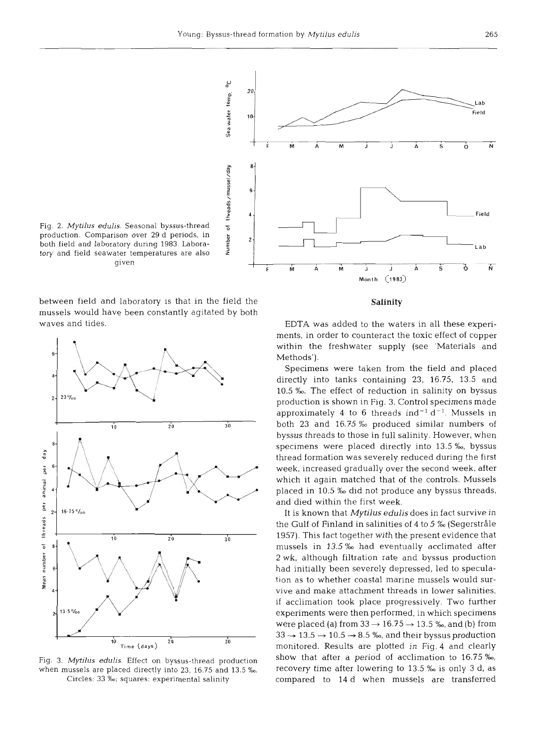Fig. 2. *Mytilus edulis*. Seasonal byssus-thread production. Comparison over 29 d periods, in both field and laboratory during 1983. Laboratory and field seawater temperatures are also given

between field and laboratory is that in the field the mussels would have been constantly agitated by both waves and tides.

Fig. 3. *Mytilus edulis*. Effect on byssus-thread production when mussels are placed directly into 23, 16.75 and 13.5 ‰. Circles: 33 ‰; squares: experimental salinity

## Salinity

EDTA was added to the waters in all these experiments, in order to counteract the toxic effect of copper within the freshwater supply (see 'Materials and Methods').

Specimens were taken from the field and placed directly into tanks containing 23, 16.75, 13.5 and 10.5 ‰. The effect of reduction in salinity on byssus production is shown in Fig. 3. Control specimens made approximately 4 to 6 threads $ind^{-1}$ $d^{-1}$. Mussels in both 23 and 16.75 ‰ produced similar numbers of byssus threads to those in full salinity. However, when specimens were placed directly into 13.5 ‰, byssus thread formation was severely reduced during the first week, increased gradually over the second week, after which it again matched that of the controls. Mussels placed in 10.5 ‰ did not produce any byssus threads, and died within the first week.

It is known that *Mytilus edulis* does in fact survive in the Gulf of Finland in salinities of 4 to 5 ‰ (Segerstråle 1957). This fact together with the present evidence that mussels in 13.5 ‰ had eventually acclimated after 2 wk, although filtration rate and byssus production had initially been severely depressed, led to speculation as to whether coastal marine mussels would survive and make attachment threads in lower salinities, if acclimation took place progressively. Two further experiments were then performed, in which specimens were placed (a) from 33 → 16.75 → 13.5 ‰, and (b) from 33 → 13.5 → 10.5 → 8.5 ‰, and their byssus production monitored. Results are plotted in Fig. 4 and clearly show that after a period of acclimation to 16.75 ‰, recovery time after lowering to 13.5 ‰ is only 3 d, as compared to 14 d when mussels are transferred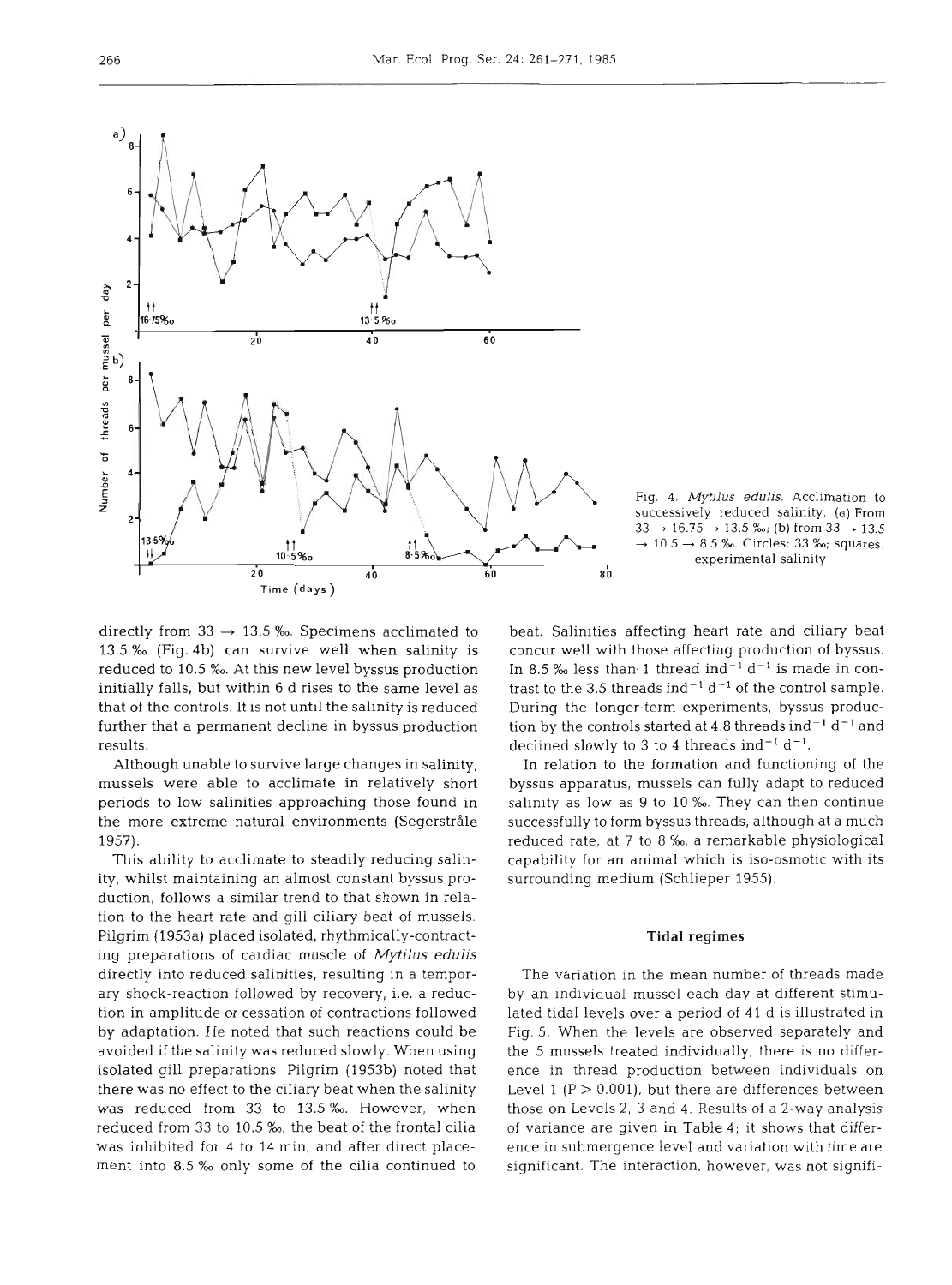Fig. 4. *Mytilus edulis*. Acclimation to successively reduced salinity. (a) From 33 → 16.75 → 13.5 ‰; (b) from 33 → 13.5 → 10.5 → 8.5 ‰. Circles: 33 ‰; squares: experimental salinity

directly from 33 → 13.5 ‰. Specimens acclimated to 13.5 ‰ (Fig. 4b) can survive well when salinity is reduced to 10.5 ‰. At this new level byssus production initially falls, but within 6 d rises to the same level as that of the controls. It is not until the salinity is reduced further that a permanent decline in byssus production results.

Although unable to survive large changes in salinity, mussels were able to acclimate in relatively short periods to low salinities approaching those found in the more extreme natural environments (Segerstråle 1957).

This ability to acclimate to steadily reducing salinity, whilst maintaining an almost constant byssus production, follows a similar trend to that shown in relation to the heart rate and gill ciliary beat of mussels. Pilgrim (1953a) placed isolated, rhythmically-contracting preparations of cardiac muscle of *Mytilus edulis* directly into reduced salinities, resulting in a temporary shock-reaction followed by recovery, i.e. a reduction in amplitude or cessation of contractions followed by adaptation. He noted that such reactions could be avoided if the salinity was reduced slowly. When using isolated gill preparations, Pilgrim (1953b) noted that there was no effect to the ciliary beat when the salinity was reduced from 33 to 13.5 ‰. However, when reduced from 33 to 10.5 ‰, the beat of the frontal cilia was inhibited for 4 to 14 min, and after direct placement into 8.5 ‰ only some of the cilia continued to beat. Salinities affecting heart rate and ciliary beat concur well with those affecting production of byssus. In 8.5 ‰ less than 1 thread $ind^{-1}$ $d^{-1}$ is made in contrast to the 3.5 threads $ind^{-1}$ $d^{-1}$ of the control sample. During the longer-term experiments, byssus production by the controls started at 4.8 threads $ind^{-1}$ $d^{-1}$ and declined slowly to 3 to 4 threads $ind^{-1}$ $d^{-1}$.

In relation to the formation and functioning of the byssus apparatus, mussels can fully adapt to reduced salinity as low as 9 to 10 ‰. They can then continue successfully to form byssus threads, although at a much reduced rate, at 7 to 8 ‰, a remarkable physiological capability for an animal which is iso-osmotic with its surrounding medium (Schlieper 1955).

### Tidal regimes

The variation in the mean number of threads made by an individual mussel each day at different stimulated tidal levels over a period of 41 d is illustrated in Fig. 5. When the levels are observed separately and the 5 mussels treated individually, there is no difference in thread production between individuals on Level 1 ($P > 0.001$), but there are differences between those on Levels 2, 3 and 4. Results of a 2-way analysis of variance are given in Table 4; it shows that difference in submergence level and variation with time are significant. The interaction, however, was not signifi-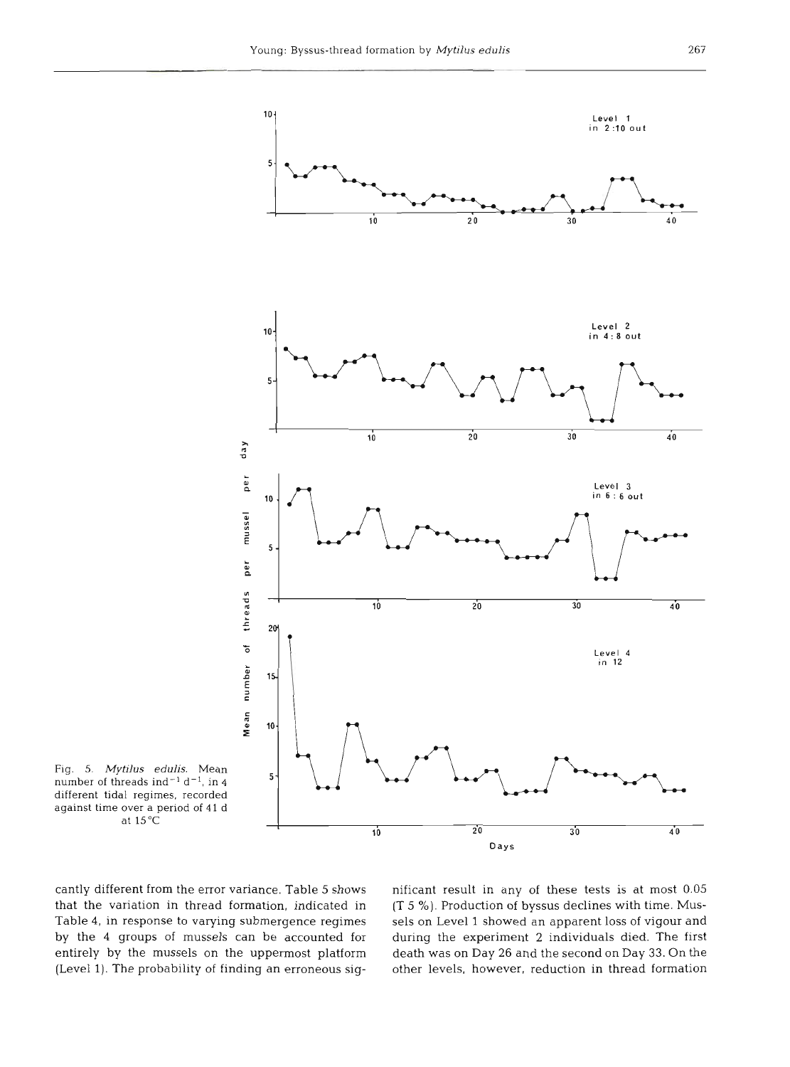Fig. 5. *Mytilus edulis*. Mean number of threads $ind^{-1}$ $d^{-1}$, in 4 different tidal regimes, recorded against time over a period of 41 d at 15 °C

cantly different from the error variance. Table 5 shows that the variation in thread formation, indicated in Table 4, in response to varying submergence regimes by the 4 groups of mussels can be accounted for entirely by the mussels on the uppermost platform (Level 1). The probability of finding an erroneous significant result in any of these tests is at most 0.05 (T 5 %). Production of byssus declines with time. Mussels on Level 1 showed an apparent loss of vigour and during the experiment 2 individuals died. The first death was on Day 26 and the second on Day 33. On the other levels, however, reduction in thread formation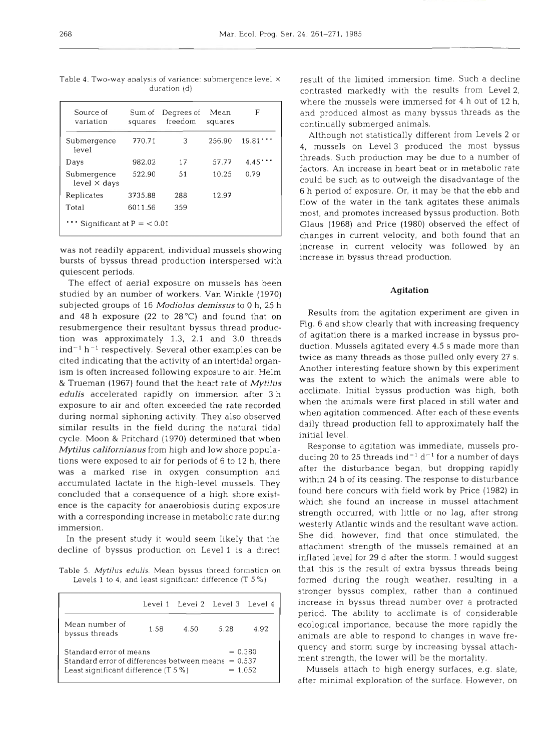Table 4. Two-way analysis of variance: submergence level × duration (d)

| Source of variation | Sum of squares | Degrees of freedom | Mean squares | F |
|---|---|---|---|---|
| Submergence level | 770.71 | 3 | 256.90 | 19.81*** |
| Days | 982.02 | 17 | 57.77 | 4.45*** |
| Submergence level × days | 522.90 | 51 | 10.25 | 0.79 |
| Replicates | 3735.88 | 288 | 12.97 | |
| Total | 6011.56 | 359 | | |

*** Significant at P = < 0.01

was not readily apparent, individual mussels showing bursts of byssus thread production interspersed with quiescent periods.

The effect of aerial exposure on mussels has been studied by an number of workers. Van Winkle (1970) subjected groups of 16 *Modiolus demissus* to 0 h, 25 h and 48 h exposure (22 to 28 °C) and found that on resubmergence their resultant byssus thread production was approximately 1.3, 2.1 and 3.0 threads $ind^{-1}$ $h^{-1}$ respectively. Several other examples can be cited indicating that the activity of an intertidal organism is often increased following exposure to air. Helm & Trueman (1967) found that the heart rate of *Mytilus edulis* accelerated rapidly on immersion after 3 h exposure to air and often exceeded the rate recorded during normal siphoning activity. They also observed similar results in the field during the natural tidal cycle. Moon & Pritchard (1970) determined that when *Mytilus californianus* from high and low shore populations were exposed to air for periods of 6 to 12 h, there was a marked rise in oxygen consumption and accumulated lactate in the high-level mussels. They concluded that a consequence of a high shore existence is the capacity for anaerobiosis during exposure with a corresponding increase in metabolic rate during immersion.

In the present study it would seem likely that the decline of byssus production on Level 1 is a direct result of the limited immersion time. Such a decline contrasted markedly with the results from Level 2, where the mussels were immersed for 4 h out of 12 h, and produced almost as many byssus threads as the continually submerged animals.

Table 5. *Mytilus edulis*. Mean byssus thread formation on Levels 1 to 4, and least significant difference (T 5 %)

| | Level 1 | Level 2 | Level 3 | Level 4 |
|---|---|---|---|---|
| Mean number of byssus threads | 1.58 | 4.50 | 5.28 | 4.92 |
| Standard error of means | | | = 0.380 | |
| Standard error of differences between means | | | = 0.537 | |
| Least significant difference (T 5 %) | | | = 1.052 | |

Although not statistically different from Levels 2 or 4, mussels on Level 3 produced the most byssus threads. Such production may be due to a number of factors. An increase in heart beat or in metabolic rate could be such as to outweigh the disadvantage of the 6 h period of exposure. Or, it may be that the ebb and flow of the water in the tank agitates these animals most, and promotes increased byssus production. Both Glaus (1968) and Price (1980) observed the effect of changes in current velocity, and both found that an increase in current velocity was followed by an increase in byssus thread production.

## Agitation

Results from the agitation experiment are given in Fig. 6 and show clearly that with increasing frequency of agitation there is a marked increase in byssus production. Mussels agitated every 4.5 s made more than twice as many threads as those pulled only every 27 s. Another interesting feature shown by this experiment was the extent to which the animals were able to acclimate. Initial byssus production was high, both when the animals were first placed in still water and when agitation commenced. After each of these events daily thread production fell to approximately half the initial level.

Response to agitation was immediate, mussels producing 20 to 25 threads $ind^{-1}$ $d^{-1}$ for a number of days after the disturbance began, but dropping rapidly within 24 h of its ceasing. The response to disturbance found here concurs with field work by Price (1982) in which she found an increase in mussel attachment strength occurred, with little or no lag, after strong westerly Atlantic winds and the resultant wave action. She did, however, find that once stimulated, the attachment strength of the mussels remained at an inflated level for 29 d after the storm. I would suggest that this is the result of extra byssus threads being formed during the rough weather, resulting in a stronger byssus complex, rather than a continued increase in byssus thread number over a protracted period. The ability to acclimate is of considerable ecological importance, because the more rapidly the animals are able to respond to changes in wave frequency and storm surge by increasing byssal attachment strength, the lower will be the mortality.

Mussels attach to high energy surfaces, e.g. slate, after minimal exploration of the surface. However, on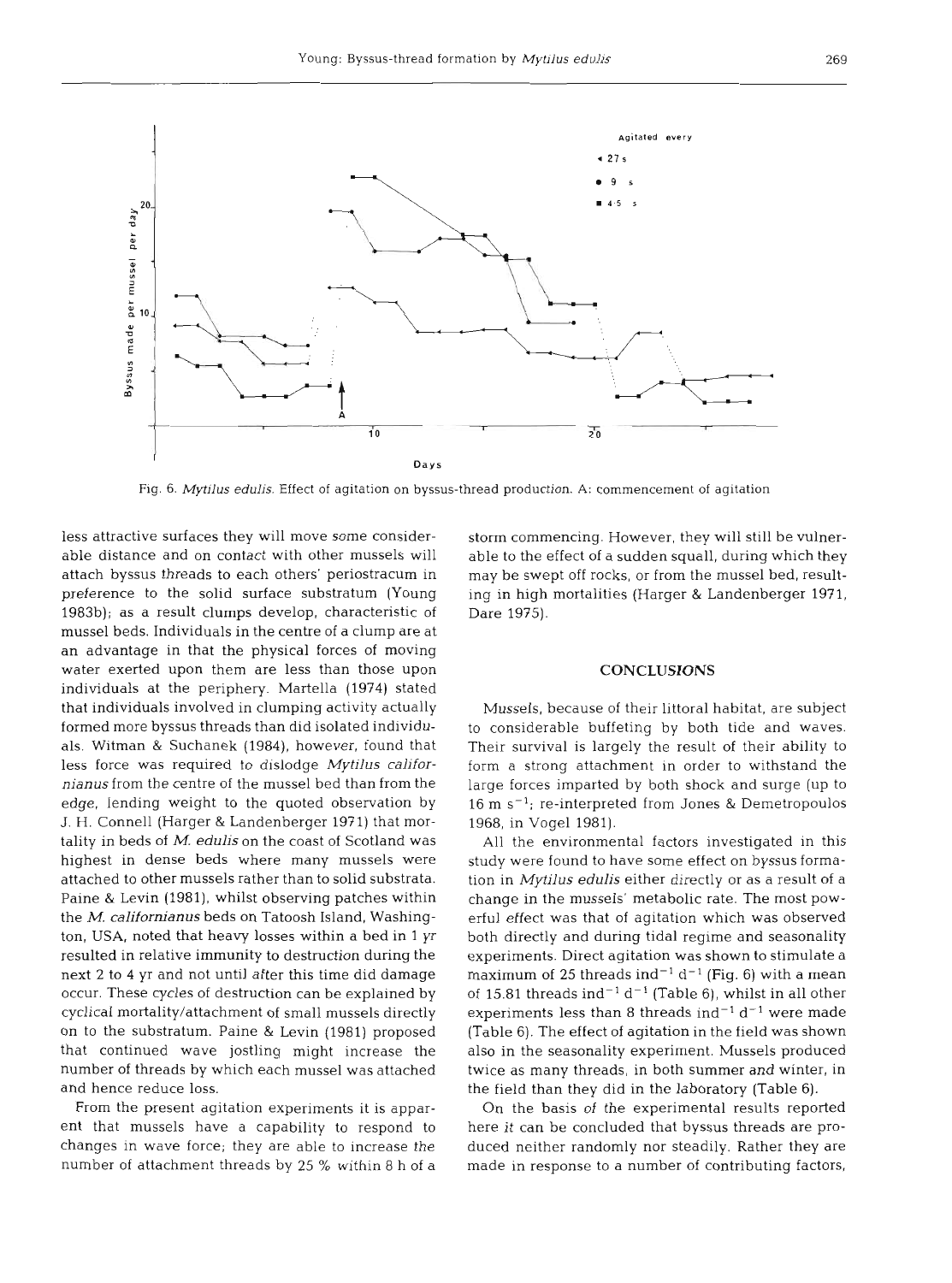Fig. 6. *Mytilus edulis.* Effect of agitation on byssus-thread production. A: commencement of agitation

less attractive surfaces they will move some considerable distance and on contact with other mussels will attach byssus threads to each others' periostracum in preference to the solid surface substratum (Young 1983b); as a result clumps develop, characteristic of mussel beds. Individuals in the centre of a clump are at an advantage in that the physical forces of moving water exerted upon them are less than those upon individuals at the periphery. Martella (1974) stated that individuals involved in clumping activity actually formed more byssus threads than did isolated individuals. Witman & Suchanek (1984), however, found that less force was required to dislodge *Mytilus californianus* from the centre of the mussel bed than from the edge, lending weight to the quoted observation by J. H. Connell (Harger & Landenberger 1971) that mortality in beds of *M. edulis* on the coast of Scotland was highest in dense beds where many mussels were attached to other mussels rather than to solid substrata. Paine & Levin (1981), whilst observing patches within the *M. californianus* beds on Tatoosh Island, Washington, USA, noted that heavy losses within a bed in 1 yr resulted in relative immunity to destruction during the next 2 to 4 yr and not until after this time did damage occur. These cycles of destruction can be explained by cyclical mortality/attachment of small mussels directly on to the substratum. Paine & Levin (1981) proposed that continued wave jostling might increase the number of threads by which each mussel was attached and hence reduce loss.

From the present agitation experiments it is apparent that mussels have a capability to respond to changes in wave force; they are able to increase the number of attachment threads by 25 % within 8 h of a storm commencing. However, they will still be vulnerable to the effect of a sudden squall, during which they may be swept off rocks, or from the mussel bed, resulting in high mortalities (Harger & Landenberger 1971, Dare 1975).

## CONCLUSIONS

Mussels, because of their littoral habitat, are subject to considerable buffeting by both tide and waves. Their survival is largely the result of their ability to form a strong attachment in order to withstand the large forces imparted by both shock and surge (up to 16 m $s^{-1}$; re-interpreted from Jones & Demetropoulos 1968, in Vogel 1981).

All the environmental factors investigated in this study were found to have some effect on byssus formation in *Mytilus edulis* either directly or as a result of a change in the mussels' metabolic rate. The most powerful effect was that of agitation which was observed both directly and during tidal regime and seasonality experiments. Direct agitation was shown to stimulate a maximum of 25 threads $ind^{-1}$ $d^{-1}$ (Fig. 6) with a mean of 15.81 threads $ind^{-1}$ $d^{-1}$ (Table 6), whilst in all other experiments less than 8 threads $ind^{-1}$ $d^{-1}$ were made (Table 6). The effect of agitation in the field was shown also in the seasonality experiment. Mussels produced twice as many threads, in both summer and winter, in the field than they did in the laboratory (Table 6).

On the basis of the experimental results reported here it can be concluded that byssus threads are produced neither randomly nor steadily. Rather they are made in response to a number of contributing factors,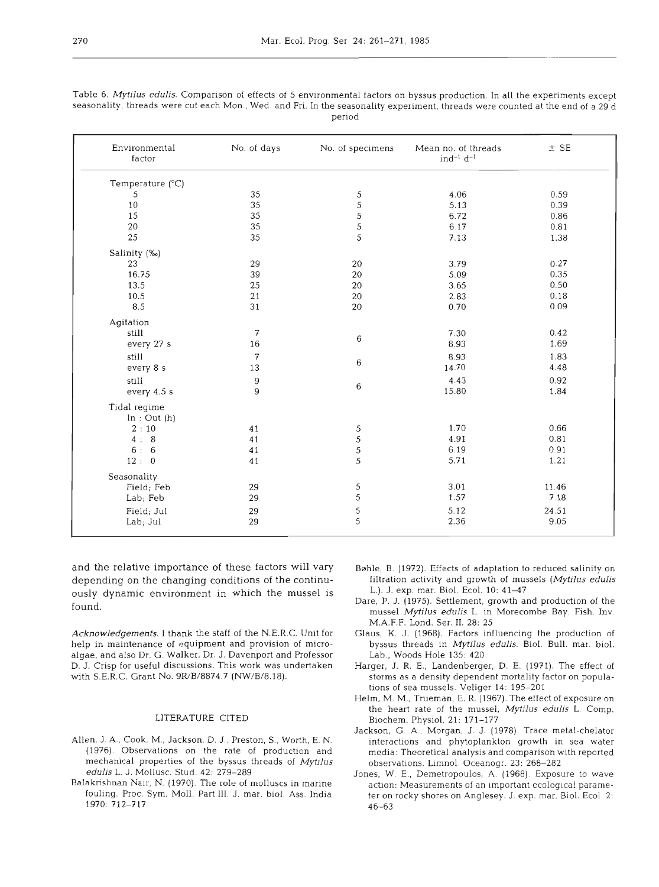Table 6. *Mytilus edulis*. Comparison of effects of 5 environmental factors on byssus production. In all the experiments except seasonality, threads were cut each Mon., Wed. and Fri. In the seasonality experiment, threads were counted at the end of a 29 d period

| Environmental factor | No. of days | No. of specimens | Mean no. of threads $ind^{-1}$ $d^{-1}$ | ± SE |
|---|---|---|---|---|
| Temperature (°C) | | | | |
| 5 | 35 | 5 | 4.06 | 0.59 |
| 10 | 35 | 5 | 5.13 | 0.39 |
| 15 | 35 | 5 | 6.72 | 0.86 |
| 20 | 35 | 5 | 6.17 | 0.81 |
| 25 | 35 | 5 | 7.13 | 1.38 |
| Salinity (‰) | | | | |
| 23 | 29 | 20 | 3.79 | 0.27 |
| 16.75 | 39 | 20 | 5.09 | 0.35 |
| 13.5 | 25 | 20 | 3.65 | 0.50 |
| 10.5 | 21 | 20 | 2.83 | 0.18 |
| 8.5 | 31 | 20 | 0.70 | 0.09 |
| Agitation | | | | |
| still | 7 | 6 | 7.30 | 0.42 |
| every 27 s | 16 | | 8.93 | 1.69 |
| still | 7 | 6 | 8.93 | 1.83 |
| every 8 s | 13 | | 14.70 | 4.48 |
| still | 9 | 6 | 4.43 | 0.92 |
| every 4.5 s | 9 | | 15.80 | 1.84 |
| Tidal regime | | | | |
| In : Out (h) | | | | |
| 2 : 10 | 41 | 5 | 1.70 | 0.66 |
| 4 : 8 | 41 | 5 | 4.91 | 0.81 |
| 6 : 6 | 41 | 5 | 6.19 | 0.91 |
| 12 : 0 | 41 | 5 | 5.71 | 1.21 |
| Seasonality | | | | |
| Field; Feb | 29 | 5 | 3.01 | 11.46 |
| Lab; Feb | 29 | 5 | 1.57 | 7.18 |
| Field; Jul | 29 | 5 | 5.12 | 24.51 |
| Lab; Jul | 29 | 5 | 2.36 | 9.05 |

and the relative importance of these factors will vary depending on the changing conditions of the continuously dynamic environment in which the mussel is found.

*Acknowledgements*. I thank the staff of the N.E.R.C. Unit for help in maintenance of equipment and provision of microalgae, and also Dr. G. Walker, Dr. J. Davenport and Professor D. J. Crisp for useful discussions. This work was undertaken with S.E.R.C. Grant No. 9R/B/8874.7 (NW/B/8.18).

## LITERATURE CITED

Allen, J. A., Cook, M., Jackson, D. J., Preston, S., Worth, E. N. (1976). Observations on the rate of production and mechanical properties of the byssus threads of *Mytilus edulis* L. J. Mollusc. Stud. 42: 279–289

Balakrishnan Nair, N. (1970). The role of molluscs in marine fouling. Proc. Sym. Moll. Part III. J. mar. biol. Ass. India 1970: 712–717

Bøhle, B. (1972). Effects of adaptation to reduced salinity on filtration activity and growth of mussels (*Mytilus edulis* L.). J. exp. mar. Biol. Ecol. 10: 41–47

Dare, P. J. (1975). Settlement, growth and production of the mussel *Mytilus edulis* L. in Morecombe Bay. Fish. Inv. M.A.F.F. Lond. Ser. II. 28: 25

Glaus, K. J. (1968). Factors influencing the production of byssus threads in *Mytilus edulis*. Biol. Bull. mar. biol. Lab., Woods Hole 135: 420

Harger, J. R. E., Landenberger, D. E. (1971). The effect of storms as a density dependent mortality factor on populations of sea mussels. Veliger 14: 195–201

Helm, M. M., Trueman, E. R. (1967). The effect of exposure on the heart rate of the mussel, *Mytilus edulis* L. Comp. Biochem. Physiol. 21: 171–177

Jackson, G. A., Morgan, J. J. (1978). Trace metal-chelator interactions and phytoplankton growth in sea water media: Theoretical analysis and comparison with reported observations. Limnol. Oceanogr. 23: 268–282

Jones, W. E., Demetropoulos, A. (1968). Exposure to wave action: Measurements of an important ecological parameter on rocky shores on Anglesey. J. exp. mar. Biol. Ecol. 2: 46–63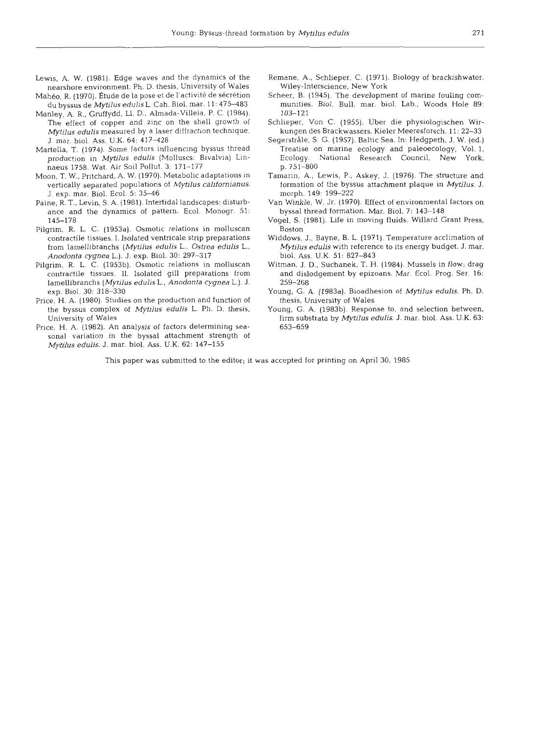Lewis, A. W. (1981). Edge waves and the dynamics of the nearshore environment. Ph. D. thesis, University of Wales

Mahéo, R. (1970). Étude de la pose et de l'activité de sécrétion du byssus de *Mytilus edulis* L. Cah. Biol. mar. 11: 475–483

Manley, A. R., Gruffydd, Ll. D., Almada-Villela, P. C. (1984). The effect of copper and zinc on the shell growth of *Mytilus edulis* measured by a laser diffraction technique. J. mar. biol. Ass. U.K. 64: 417–428

Martella, T. (1974). Some factors influencing byssus thread production in *Mytilus edulis* (Molluscs: Bivalvia) Linnaeus 1758. Wat. Air Soil Pollut. 3: 171–177

Moon, T. W., Pritchard, A. W. (1970). Metabolic adaptations in vertically separated populations of *Mytilus californianus*. J. exp. mar. Biol. Ecol. 5: 35–46

Paine, R. T., Levin, S. A. (1981). Intertidal landscapes: disturbance and the dynamics of pattern. Ecol. Monogr. 51: 145–178

Pilgrim, R. L. C. (1953a). Osmotic relations in molluscan contractile tissues. I. Isolated ventricale strip preparations from lamellibranchs (*Mytilus edulis* L., *Ostrea edulis* L., *Anodonta cygnea* L.). J. exp. Biol. 30: 297–317

Pilgrim, R. L. C. (1953b). Osmotic relations in molluscan contractile tissues. II. Isolated gill preparations from lamellibranchs (*Mytilus edulis* L., *Anodonta cygnea* L.). J. exp. Biol. 30: 318–330

Price, H. A. (1980). Studies on the production and function of the byssus complex of *Mytilus edulis* L. Ph. D. thesis, University of Wales

Price, H. A. (1982). An analysis of factors determining seasonal variation in the byssal attachment strength of *Mytilus edulis*. J. mar. biol. Ass. U.K. 62: 147–155

Remane, A., Schlieper, C. (1971). Biology of brackishwater. Wiley-Interscience, New York

Scheer, B. (1945). The development of marine fouling communities. Biol. Bull. mar. biol. Lab., Woods Hole 89: 103–121

Schlieper, Von C. (1955). Über die physiologischen Wirkungen des Brackwassers. Kieler Meeresforsch. 11: 22–33

Segerstråle, S. G. (1957). Baltic Sea. In: Hedgpeth, J. W. (ed.) Treatise on marine ecology and paleoecology, Vol. 1, Ecology. National Research Council, New York, p. 751–800

Tamarin, A., Lewis, P., Askey, J. (1976). The structure and formation of the byssus attachment plaque in *Mytilus*. J. morph. 149: 199–222

Van Winkle, W. Jr. (1970). Effect of environmental factors on byssal thread formation. Mar. Biol. 7: 143–148

Vogel, S. (1981). Life in moving fluids. Willard Grant Press, Boston

Widdows, J., Bayne, B. L. (1971). Temperature acclimation of *Mytilus edulis* with reference to its energy budget. J. mar. biol. Ass. U.K. 51: 827–843

Witman, J. D., Suchanek, T. H. (1984). Mussels in flow; drag and dislodgement by epizoans. Mar. Ecol. Prog. Ser. 16: 259–268

Young, G. A. (1983a). Bioadhesion of *Mytilus edulis*. Ph. D. thesis, University of Wales

Young, G. A. (1983b). Response to, and selection between, firm substrata by *Mytilus edulis*. J. mar. biol. Ass. U.K. 63: 653–659

This paper was submitted to the editor; it was accepted for printing on April 30, 1985